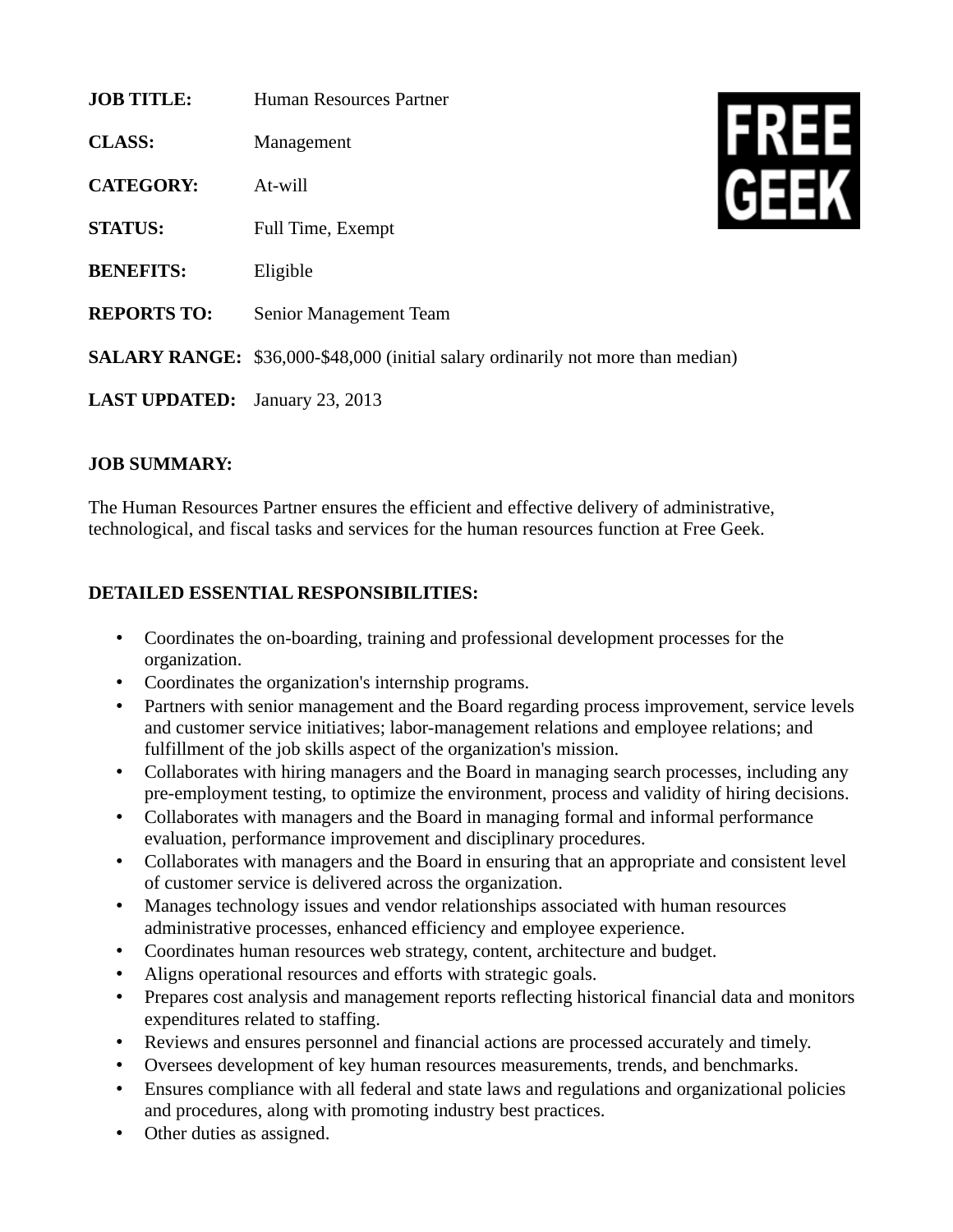**JOB TITLE:** Human Resources Partner

**CLASS:** Management

**CATEGORY:** At-will

**STATUS:** Full Time, Exempt

**BENEFITS:** Eligible

**REPORTS TO:** Senior Management Team

**SALARY RANGE:** $36,000-$48,000 (initial salary ordinarily not more than median)

**LAST UPDATED:** January 23, 2013

FREE GEEK

**JOB SUMMARY:**

The Human Resources Partner ensures the efficient and effective delivery of administrative, technological, and fiscal tasks and services for the human resources function at Free Geek.

**DETAILED ESSENTIAL RESPONSIBILITIES:**

- Coordinates the on-boarding, training and professional development processes for the organization.
- Coordinates the organization's internship programs.
- Partners with senior management and the Board regarding process improvement, service levels and customer service initiatives; labor-management relations and employee relations; and fulfillment of the job skills aspect of the organization's mission.
- Collaborates with hiring managers and the Board in managing search processes, including any pre-employment testing, to optimize the environment, process and validity of hiring decisions.
- Collaborates with managers and the Board in managing formal and informal performance evaluation, performance improvement and disciplinary procedures.
- Collaborates with managers and the Board in ensuring that an appropriate and consistent level of customer service is delivered across the organization.
- Manages technology issues and vendor relationships associated with human resources administrative processes, enhanced efficiency and employee experience.
- Coordinates human resources web strategy, content, architecture and budget.
- Aligns operational resources and efforts with strategic goals.
- Prepares cost analysis and management reports reflecting historical financial data and monitors expenditures related to staffing.
- Reviews and ensures personnel and financial actions are processed accurately and timely.
- Oversees development of key human resources measurements, trends, and benchmarks.
- Ensures compliance with all federal and state laws and regulations and organizational policies and procedures, along with promoting industry best practices.
- Other duties as assigned.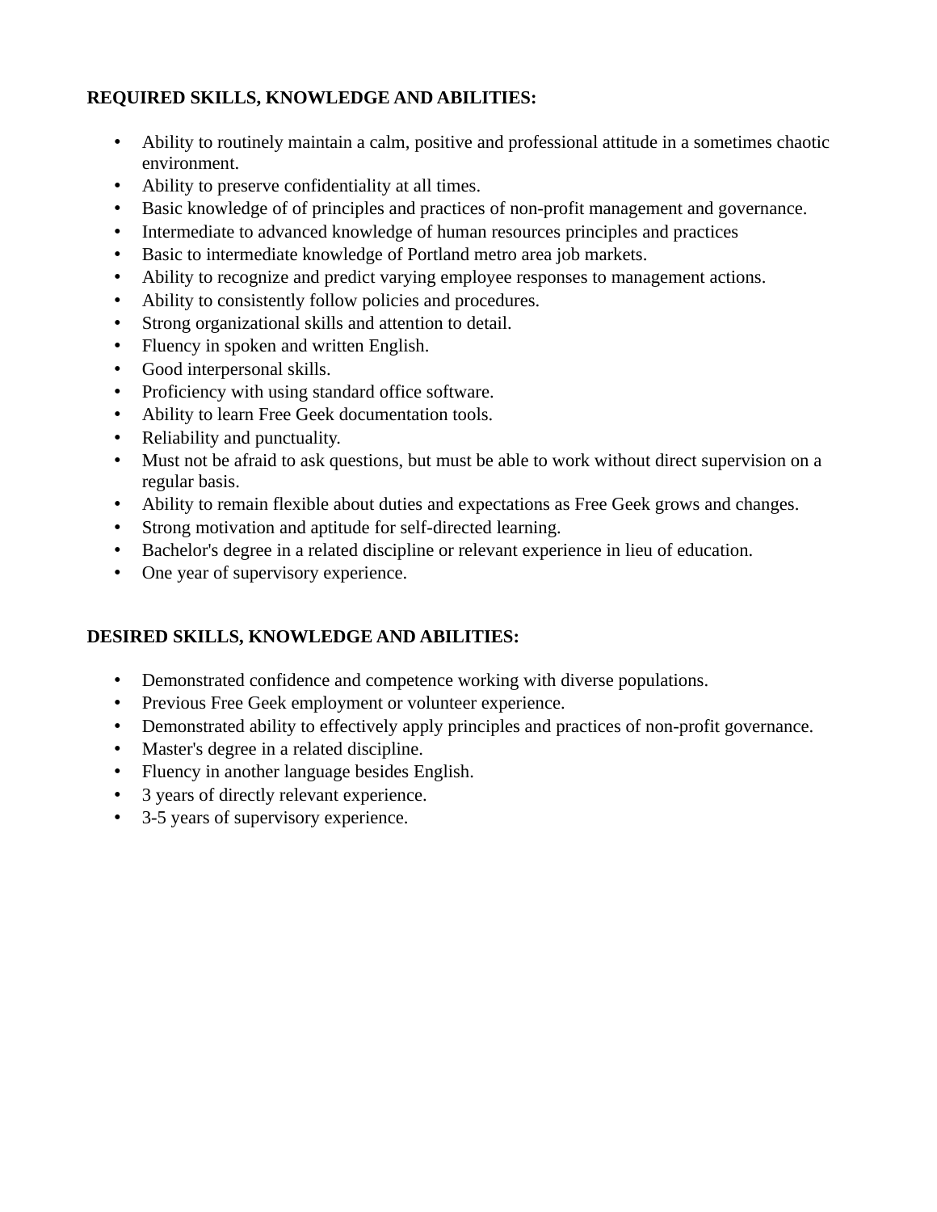**REQUIRED SKILLS, KNOWLEDGE AND ABILITIES:**

- Ability to routinely maintain a calm, positive and professional attitude in a sometimes chaotic environment.
- Ability to preserve confidentiality at all times.
- Basic knowledge of of principles and practices of non-profit management and governance.
- Intermediate to advanced knowledge of human resources principles and practices
- Basic to intermediate knowledge of Portland metro area job markets.
- Ability to recognize and predict varying employee responses to management actions.
- Ability to consistently follow policies and procedures.
- Strong organizational skills and attention to detail.
- Fluency in spoken and written English.
- Good interpersonal skills.
- Proficiency with using standard office software.
- Ability to learn Free Geek documentation tools.
- Reliability and punctuality.
- Must not be afraid to ask questions, but must be able to work without direct supervision on a regular basis.
- Ability to remain flexible about duties and expectations as Free Geek grows and changes.
- Strong motivation and aptitude for self-directed learning.
- Bachelor's degree in a related discipline or relevant experience in lieu of education.
- One year of supervisory experience.

**DESIRED SKILLS, KNOWLEDGE AND ABILITIES:**

- Demonstrated confidence and competence working with diverse populations.
- Previous Free Geek employment or volunteer experience.
- Demonstrated ability to effectively apply principles and practices of non-profit governance.
- Master's degree in a related discipline.
- Fluency in another language besides English.
- 3 years of directly relevant experience.
- 3-5 years of supervisory experience.